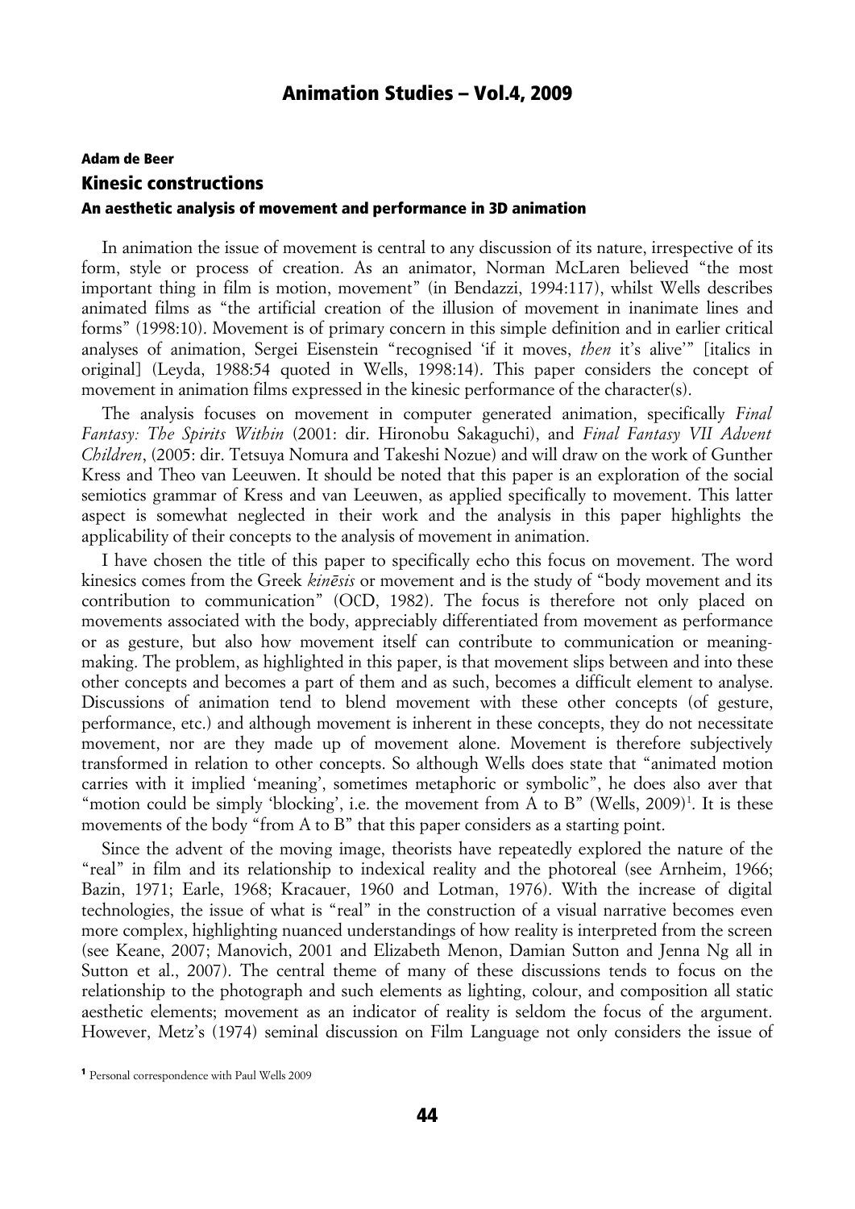## Adam de Beer

# Kinesic constructions

### An aesthetic analysis of movement and performance in 3D animation

In animation the issue of movement is central to any discussion of its nature, irrespective of its form, style or process of creation. As an animator, Norman McLaren believed "the most important thing in film is motion, movement" (in Bendazzi, 1994:117), whilst Wells describes animated films as "the artificial creation of the illusion of movement in inanimate lines and forms" (1998:10). Movement is of primary concern in this simple definition and in earlier critical analyses of animation, Sergei Eisenstein "recognised 'if it moves, *then* it's alive'" [italics in original] (Leyda, 1988:54 quoted in Wells, 1998:14). This paper considers the concept of movement in animation films expressed in the kinesic performance of the character(s).

The analysis focuses on movement in computer generated animation, specifically *Final Fantasy: The Spirits Within* (2001: dir. Hironobu Sakaguchi), and *Final Fantasy VII Advent Children*, (2005: dir. Tetsuya Nomura and Takeshi Nozue) and will draw on the work of Gunther Kress and Theo van Leeuwen. It should be noted that this paper is an exploration of the social semiotics grammar of Kress and van Leeuwen, as applied specifically to movement. This latter aspect is somewhat neglected in their work and the analysis in this paper highlights the applicability of their concepts to the analysis of movement in animation.

I have chosen the title of this paper to specifically echo this focus on movement. The word kinesics comes from the Greek *kinēsis* or movement and is the study of "body movement and its contribution to communication" (OCD, 1982). The focus is therefore not only placed on movements associated with the body, appreciably differentiated from movement as performance or as gesture, but also how movement itself can contribute to communication or meaning-making. The problem, as highlighted in this paper, is that movement slips between and into these other concepts and becomes a part of them and as such, becomes a difficult element to analyse. Discussions of animation tend to blend movement with these other concepts (of gesture, performance, etc.) and although movement is inherent in these concepts, they do not necessitate movement, nor are they made up of movement alone. Movement is therefore subjectively transformed in relation to other concepts. So although Wells does state that "animated motion carries with it implied 'meaning', sometimes metaphoric or symbolic", he does also aver that "motion could be simply 'blocking', i.e. the movement from A to B" (Wells, 2009)[1]. It is these movements of the body "from A to B" that this paper considers as a starting point.

Since the advent of the moving image, theorists have repeatedly explored the nature of the "real" in film and its relationship to indexical reality and the photoreal (see Arnheim, 1966; Bazin, 1971; Earle, 1968; Kracauer, 1960 and Lotman, 1976). With the increase of digital technologies, the issue of what is "real" in the construction of a visual narrative becomes even more complex, highlighting nuanced understandings of how reality is interpreted from the screen (see Keane, 2007; Manovich, 2001 and Elizabeth Menon, Damian Sutton and Jenna Ng all in Sutton et al., 2007). The central theme of many of these discussions tends to focus on the relationship to the photograph and such elements as lighting, colour, and composition all static aesthetic elements; movement as an indicator of reality is seldom the focus of the argument. However, Metz's (1974) seminal discussion on Film Language not only considers the issue of

[1] Personal correspondence with Paul Wells 2009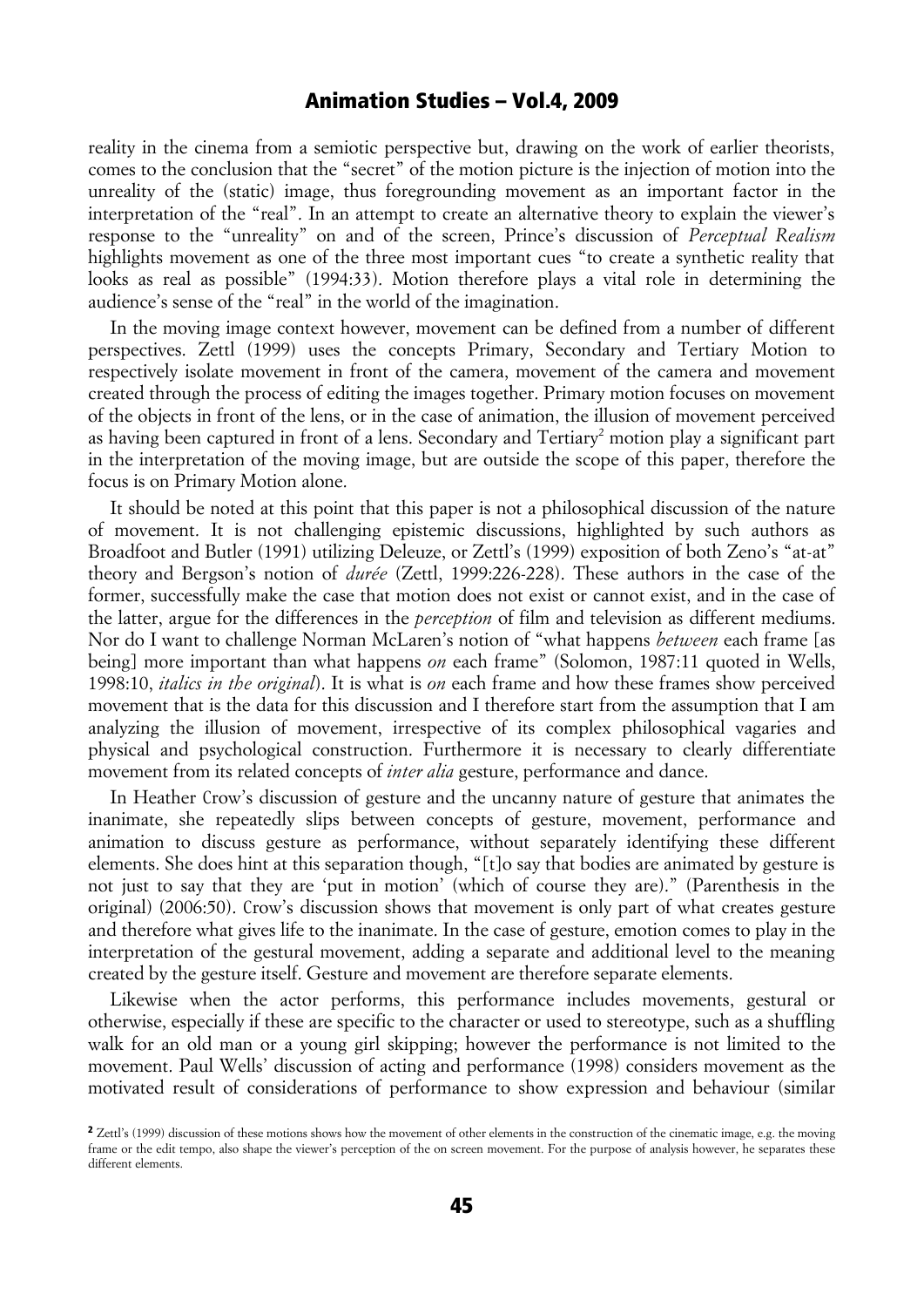reality in the cinema from a semiotic perspective but, drawing on the work of earlier theorists, comes to the conclusion that the "secret" of the motion picture is the injection of motion into the unreality of the (static) image, thus foregrounding movement as an important factor in the interpretation of the "real". In an attempt to create an alternative theory to explain the viewer's response to the "unreality" on and of the screen, Prince's discussion of *Perceptual Realism* highlights movement as one of the three most important cues "to create a synthetic reality that looks as real as possible" (1994:33). Motion therefore plays a vital role in determining the audience's sense of the "real" in the world of the imagination.

In the moving image context however, movement can be defined from a number of different perspectives. Zettl (1999) uses the concepts Primary, Secondary and Tertiary Motion to respectively isolate movement in front of the camera, movement of the camera and movement created through the process of editing the images together. Primary motion focuses on movement of the objects in front of the lens, or in the case of animation, the illusion of movement perceived as having been captured in front of a lens. Secondary and Tertiary[2] motion play a significant part in the interpretation of the moving image, but are outside the scope of this paper, therefore the focus is on Primary Motion alone.

It should be noted at this point that this paper is not a philosophical discussion of the nature of movement. It is not challenging epistemic discussions, highlighted by such authors as Broadfoot and Butler (1991) utilizing Deleuze, or Zettl's (1999) exposition of both Zeno's "at-at" theory and Bergson's notion of *durée* (Zettl, 1999:226-228). These authors in the case of the former, successfully make the case that motion does not exist or cannot exist, and in the case of the latter, argue for the differences in the *perception* of film and television as different mediums. Nor do I want to challenge Norman McLaren's notion of "what happens *between* each frame [as being] more important than what happens *on* each frame" (Solomon, 1987:11 quoted in Wells, 1998:10, *italics in the original*). It is what is *on* each frame and how these frames show perceived movement that is the data for this discussion and I therefore start from the assumption that I am analyzing the illusion of movement, irrespective of its complex philosophical vagaries and physical and psychological construction. Furthermore it is necessary to clearly differentiate movement from its related concepts of *inter alia* gesture, performance and dance.

In Heather Crow's discussion of gesture and the uncanny nature of gesture that animates the inanimate, she repeatedly slips between concepts of gesture, movement, performance and animation to discuss gesture as performance, without separately identifying these different elements. She does hint at this separation though, "[t]o say that bodies are animated by gesture is not just to say that they are 'put in motion' (which of course they are)." (Parenthesis in the original) (2006:50). Crow's discussion shows that movement is only part of what creates gesture and therefore what gives life to the inanimate. In the case of gesture, emotion comes to play in the interpretation of the gestural movement, adding a separate and additional level to the meaning created by the gesture itself. Gesture and movement are therefore separate elements.

Likewise when the actor performs, this performance includes movements, gestural or otherwise, especially if these are specific to the character or used to stereotype, such as a shuffling walk for an old man or a young girl skipping; however the performance is not limited to the movement. Paul Wells' discussion of acting and performance (1998) considers movement as the motivated result of considerations of performance to show expression and behaviour (similar

[2] Zettl's (1999) discussion of these motions shows how the movement of other elements in the construction of the cinematic image, e.g. the moving frame or the edit tempo, also shape the viewer's perception of the on screen movement. For the purpose of analysis however, he separates these different elements.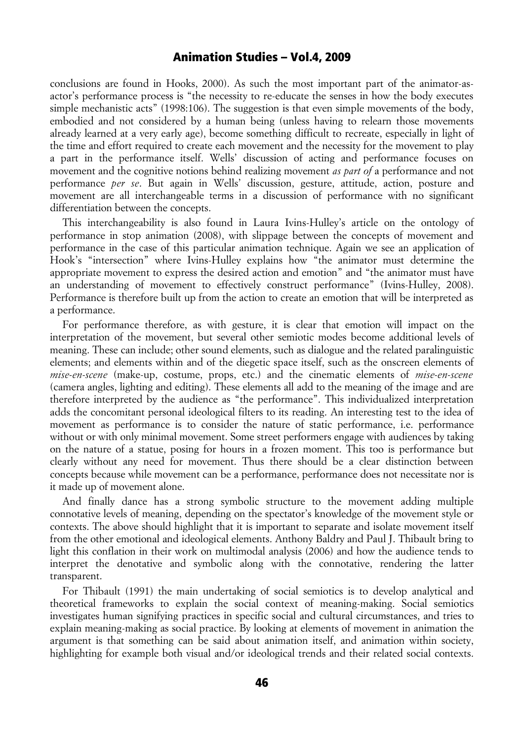conclusions are found in Hooks, 2000). As such the most important part of the animator-as-actor's performance process is "the necessity to re-educate the senses in how the body executes simple mechanistic acts" (1998:106). The suggestion is that even simple movements of the body, embodied and not considered by a human being (unless having to relearn those movements already learned at a very early age), become something difficult to recreate, especially in light of the time and effort required to create each movement and the necessity for the movement to play a part in the performance itself. Wells' discussion of acting and performance focuses on movement and the cognitive notions behind realizing movement *as part of* a performance and not performance *per se*. But again in Wells' discussion, gesture, attitude, action, posture and movement are all interchangeable terms in a discussion of performance with no significant differentiation between the concepts.

This interchangeability is also found in Laura Ivins-Hulley's article on the ontology of performance in stop animation (2008), with slippage between the concepts of movement and performance in the case of this particular animation technique. Again we see an application of Hook's "intersection" where Ivins-Hulley explains how "the animator must determine the appropriate movement to express the desired action and emotion" and "the animator must have an understanding of movement to effectively construct performance" (Ivins-Hulley, 2008). Performance is therefore built up from the action to create an emotion that will be interpreted as a performance.

For performance therefore, as with gesture, it is clear that emotion will impact on the interpretation of the movement, but several other semiotic modes become additional levels of meaning. These can include; other sound elements, such as dialogue and the related paralinguistic elements; and elements within and of the diegetic space itself, such as the onscreen elements of *mise-en-scene* (make-up, costume, props, etc.) and the cinematic elements of *mise-en-scene* (camera angles, lighting and editing). These elements all add to the meaning of the image and are therefore interpreted by the audience as "the performance". This individualized interpretation adds the concomitant personal ideological filters to its reading. An interesting test to the idea of movement as performance is to consider the nature of static performance, i.e. performance without or with only minimal movement. Some street performers engage with audiences by taking on the nature of a statue, posing for hours in a frozen moment. This too is performance but clearly without any need for movement. Thus there should be a clear distinction between concepts because while movement can be a performance, performance does not necessitate nor is it made up of movement alone.

And finally dance has a strong symbolic structure to the movement adding multiple connotative levels of meaning, depending on the spectator's knowledge of the movement style or contexts. The above should highlight that it is important to separate and isolate movement itself from the other emotional and ideological elements. Anthony Baldry and Paul J. Thibault bring to light this conflation in their work on multimodal analysis (2006) and how the audience tends to interpret the denotative and symbolic along with the connotative, rendering the latter transparent.

For Thibault (1991) the main undertaking of social semiotics is to develop analytical and theoretical frameworks to explain the social context of meaning-making. Social semiotics investigates human signifying practices in specific social and cultural circumstances, and tries to explain meaning-making as social practice. By looking at elements of movement in animation the argument is that something can be said about animation itself, and animation within society, highlighting for example both visual and/or ideological trends and their related social contexts.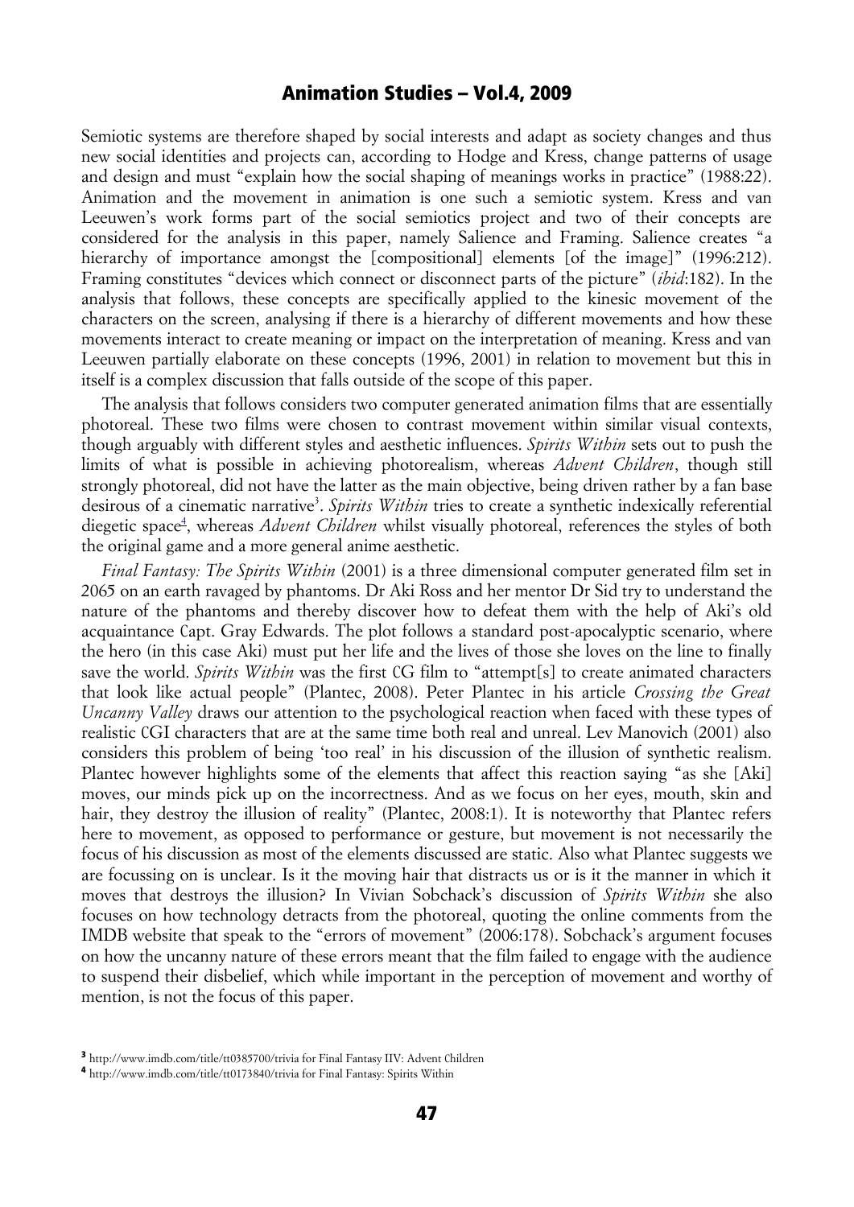Semiotic systems are therefore shaped by social interests and adapt as society changes and thus new social identities and projects can, according to Hodge and Kress, change patterns of usage and design and must "explain how the social shaping of meanings works in practice" (1988:22). Animation and the movement in animation is one such a semiotic system. Kress and van Leeuwen's work forms part of the social semiotics project and two of their concepts are considered for the analysis in this paper, namely Salience and Framing. Salience creates "a hierarchy of importance amongst the [compositional] elements [of the image]" (1996:212). Framing constitutes "devices which connect or disconnect parts of the picture" (*ibid*:182). In the analysis that follows, these concepts are specifically applied to the kinesic movement of the characters on the screen, analysing if there is a hierarchy of different movements and how these movements interact to create meaning or impact on the interpretation of meaning. Kress and van Leeuwen partially elaborate on these concepts (1996, 2001) in relation to movement but this in itself is a complex discussion that falls outside of the scope of this paper.

The analysis that follows considers two computer generated animation films that are essentially photoreal. These two films were chosen to contrast movement within similar visual contexts, though arguably with different styles and aesthetic influences. *Spirits Within* sets out to push the limits of what is possible in achieving photorealism, whereas *Advent Children*, though still strongly photoreal, did not have the latter as the main objective, being driven rather by a fan base desirous of a cinematic narrative[3]. *Spirits Within* tries to create a synthetic indexically referential diegetic space[4], whereas *Advent Children* whilst visually photoreal, references the styles of both the original game and a more general anime aesthetic.

*Final Fantasy: The Spirits Within* (2001) is a three dimensional computer generated film set in 2065 on an earth ravaged by phantoms. Dr Aki Ross and her mentor Dr Sid try to understand the nature of the phantoms and thereby discover how to defeat them with the help of Aki's old acquaintance Capt. Gray Edwards. The plot follows a standard post-apocalyptic scenario, where the hero (in this case Aki) must put her life and the lives of those she loves on the line to finally save the world. *Spirits Within* was the first CG film to "attempt[s] to create animated characters that look like actual people" (Plantec, 2008). Peter Plantec in his article *Crossing the Great Uncanny Valley* draws our attention to the psychological reaction when faced with these types of realistic CGI characters that are at the same time both real and unreal. Lev Manovich (2001) also considers this problem of being 'too real' in his discussion of the illusion of synthetic realism. Plantec however highlights some of the elements that affect this reaction saying "as she [Aki] moves, our minds pick up on the incorrectness. And as we focus on her eyes, mouth, skin and hair, they destroy the illusion of reality" (Plantec, 2008:1). It is noteworthy that Plantec refers here to movement, as opposed to performance or gesture, but movement is not necessarily the focus of his discussion as most of the elements discussed are static. Also what Plantec suggests we are focussing on is unclear. Is it the moving hair that distracts us or is it the manner in which it moves that destroys the illusion? In Vivian Sobchack's discussion of *Spirits Within* she also focuses on how technology detracts from the photoreal, quoting the online comments from the IMDB website that speak to the "errors of movement" (2006:178). Sobchack's argument focuses on how the uncanny nature of these errors meant that the film failed to engage with the audience to suspend their disbelief, which while important in the perception of movement and worthy of mention, is not the focus of this paper.

[3] http://www.imdb.com/title/tt0385700/trivia for Final Fantasy IIV: Advent Children

[4] http://www.imdb.com/title/tt0173840/trivia for Final Fantasy: Spirits Within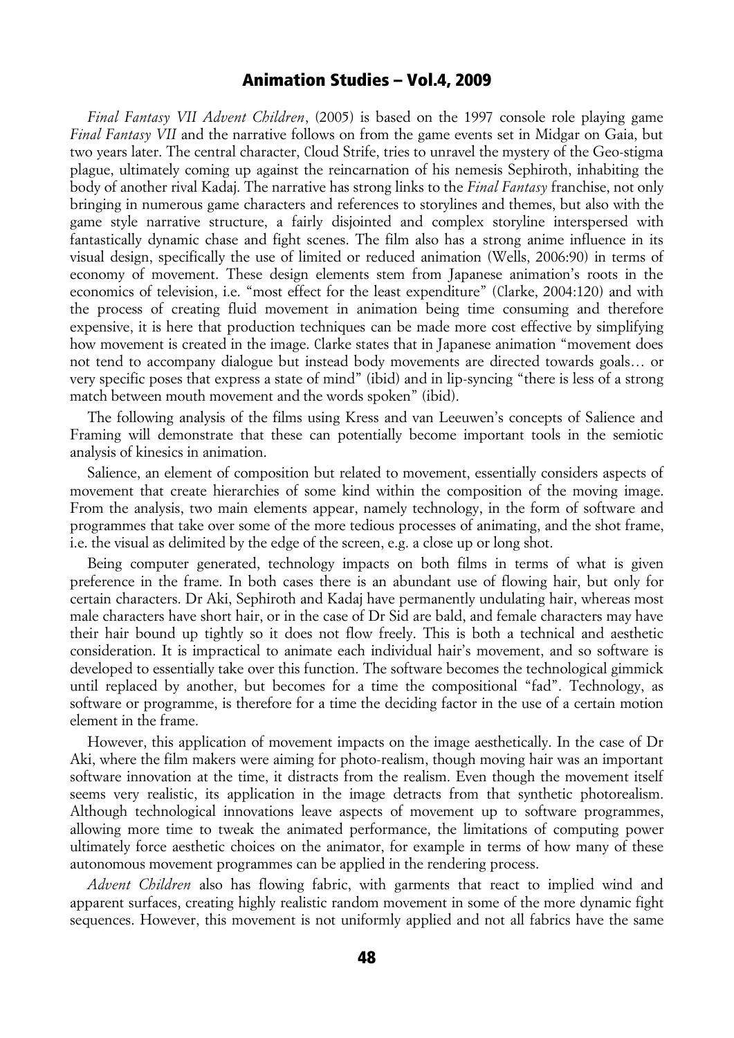*Final Fantasy VII Advent Children*, (2005) is based on the 1997 console role playing game *Final Fantasy VII* and the narrative follows on from the game events set in Midgar on Gaia, but two years later. The central character, Cloud Strife, tries to unravel the mystery of the Geo-stigma plague, ultimately coming up against the reincarnation of his nemesis Sephiroth, inhabiting the body of another rival Kadaj. The narrative has strong links to the *Final Fantasy* franchise, not only bringing in numerous game characters and references to storylines and themes, but also with the game style narrative structure, a fairly disjointed and complex storyline interspersed with fantastically dynamic chase and fight scenes. The film also has a strong anime influence in its visual design, specifically the use of limited or reduced animation (Wells, 2006:90) in terms of economy of movement. These design elements stem from Japanese animation's roots in the economics of television, i.e. "most effect for the least expenditure" (Clarke, 2004:120) and with the process of creating fluid movement in animation being time consuming and therefore expensive, it is here that production techniques can be made more cost effective by simplifying how movement is created in the image. Clarke states that in Japanese animation "movement does not tend to accompany dialogue but instead body movements are directed towards goals… or very specific poses that express a state of mind" (ibid) and in lip-syncing "there is less of a strong match between mouth movement and the words spoken" (ibid).

The following analysis of the films using Kress and van Leeuwen's concepts of Salience and Framing will demonstrate that these can potentially become important tools in the semiotic analysis of kinesics in animation.

Salience, an element of composition but related to movement, essentially considers aspects of movement that create hierarchies of some kind within the composition of the moving image. From the analysis, two main elements appear, namely technology, in the form of software and programmes that take over some of the more tedious processes of animating, and the shot frame, i.e. the visual as delimited by the edge of the screen, e.g. a close up or long shot.

Being computer generated, technology impacts on both films in terms of what is given preference in the frame. In both cases there is an abundant use of flowing hair, but only for certain characters. Dr Aki, Sephiroth and Kadaj have permanently undulating hair, whereas most male characters have short hair, or in the case of Dr Sid are bald, and female characters may have their hair bound up tightly so it does not flow freely. This is both a technical and aesthetic consideration. It is impractical to animate each individual hair's movement, and so software is developed to essentially take over this function. The software becomes the technological gimmick until replaced by another, but becomes for a time the compositional "fad". Technology, as software or programme, is therefore for a time the deciding factor in the use of a certain motion element in the frame.

However, this application of movement impacts on the image aesthetically. In the case of Dr Aki, where the film makers were aiming for photo-realism, though moving hair was an important software innovation at the time, it distracts from the realism. Even though the movement itself seems very realistic, its application in the image detracts from that synthetic photorealism. Although technological innovations leave aspects of movement up to software programmes, allowing more time to tweak the animated performance, the limitations of computing power ultimately force aesthetic choices on the animator, for example in terms of how many of these autonomous movement programmes can be applied in the rendering process.

*Advent Children* also has flowing fabric, with garments that react to implied wind and apparent surfaces, creating highly realistic random movement in some of the more dynamic fight sequences. However, this movement is not uniformly applied and not all fabrics have the same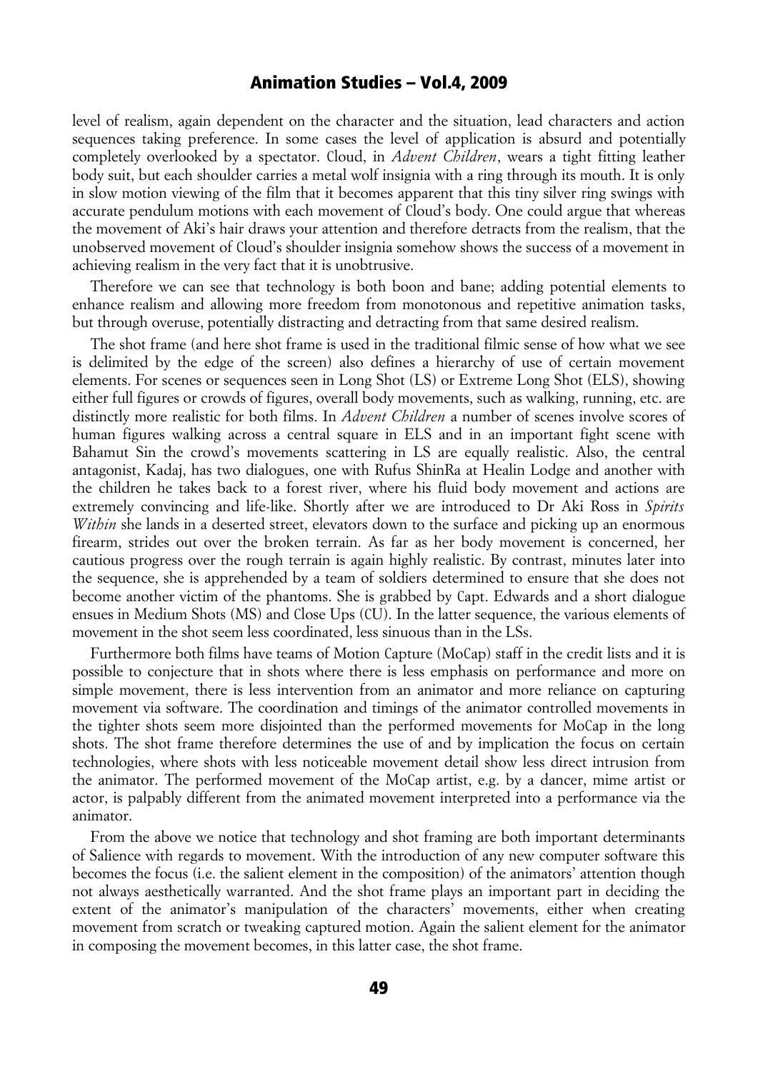level of realism, again dependent on the character and the situation, lead characters and action sequences taking preference. In some cases the level of application is absurd and potentially completely overlooked by a spectator. Cloud, in *Advent Children*, wears a tight fitting leather body suit, but each shoulder carries a metal wolf insignia with a ring through its mouth. It is only in slow motion viewing of the film that it becomes apparent that this tiny silver ring swings with accurate pendulum motions with each movement of Cloud's body. One could argue that whereas the movement of Aki's hair draws your attention and therefore detracts from the realism, that the unobserved movement of Cloud's shoulder insignia somehow shows the success of a movement in achieving realism in the very fact that it is unobtrusive.

Therefore we can see that technology is both boon and bane; adding potential elements to enhance realism and allowing more freedom from monotonous and repetitive animation tasks, but through overuse, potentially distracting and detracting from that same desired realism.

The shot frame (and here shot frame is used in the traditional filmic sense of how what we see is delimited by the edge of the screen) also defines a hierarchy of use of certain movement elements. For scenes or sequences seen in Long Shot (LS) or Extreme Long Shot (ELS), showing either full figures or crowds of figures, overall body movements, such as walking, running, etc. are distinctly more realistic for both films. In *Advent Children* a number of scenes involve scores of human figures walking across a central square in ELS and in an important fight scene with Bahamut Sin the crowd's movements scattering in LS are equally realistic. Also, the central antagonist, Kadaj, has two dialogues, one with Rufus ShinRa at Healin Lodge and another with the children he takes back to a forest river, where his fluid body movement and actions are extremely convincing and life-like. Shortly after we are introduced to Dr Aki Ross in *Spirits Within* she lands in a deserted street, elevators down to the surface and picking up an enormous firearm, strides out over the broken terrain. As far as her body movement is concerned, her cautious progress over the rough terrain is again highly realistic. By contrast, minutes later into the sequence, she is apprehended by a team of soldiers determined to ensure that she does not become another victim of the phantoms. She is grabbed by Capt. Edwards and a short dialogue ensues in Medium Shots (MS) and Close Ups (CU). In the latter sequence, the various elements of movement in the shot seem less coordinated, less sinuous than in the LSs.

Furthermore both films have teams of Motion Capture (MoCap) staff in the credit lists and it is possible to conjecture that in shots where there is less emphasis on performance and more on simple movement, there is less intervention from an animator and more reliance on capturing movement via software. The coordination and timings of the animator controlled movements in the tighter shots seem more disjointed than the performed movements for MoCap in the long shots. The shot frame therefore determines the use of and by implication the focus on certain technologies, where shots with less noticeable movement detail show less direct intrusion from the animator. The performed movement of the MoCap artist, e.g. by a dancer, mime artist or actor, is palpably different from the animated movement interpreted into a performance via the animator.

From the above we notice that technology and shot framing are both important determinants of Salience with regards to movement. With the introduction of any new computer software this becomes the focus (i.e. the salient element in the composition) of the animators' attention though not always aesthetically warranted. And the shot frame plays an important part in deciding the extent of the animator's manipulation of the characters' movements, either when creating movement from scratch or tweaking captured motion. Again the salient element for the animator in composing the movement becomes, in this latter case, the shot frame.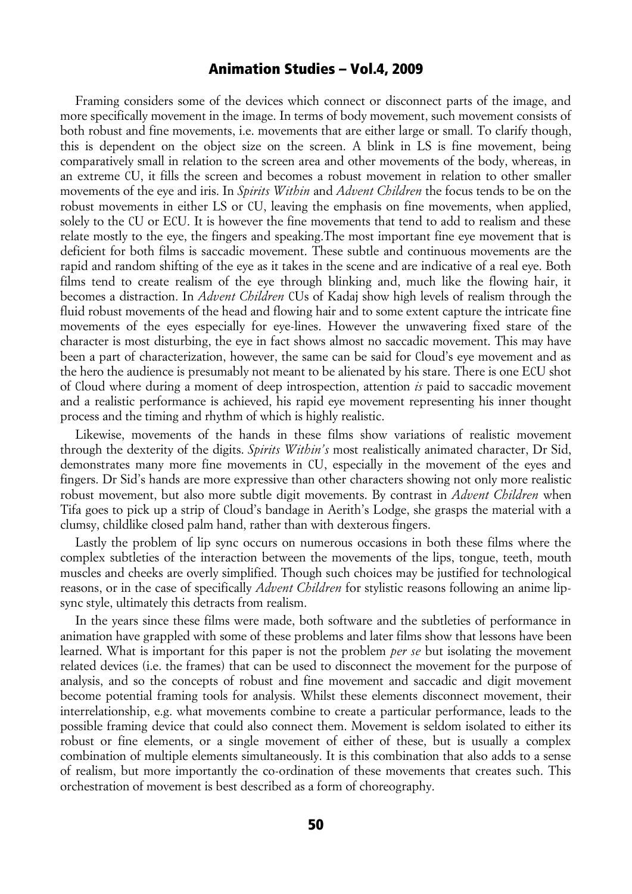Framing considers some of the devices which connect or disconnect parts of the image, and more specifically movement in the image. In terms of body movement, such movement consists of both robust and fine movements, i.e. movements that are either large or small. To clarify though, this is dependent on the object size on the screen. A blink in LS is fine movement, being comparatively small in relation to the screen area and other movements of the body, whereas, in an extreme CU, it fills the screen and becomes a robust movement in relation to other smaller movements of the eye and iris. In *Spirits Within* and *Advent Children* the focus tends to be on the robust movements in either LS or CU, leaving the emphasis on fine movements, when applied, solely to the CU or ECU. It is however the fine movements that tend to add to realism and these relate mostly to the eye, the fingers and speaking.The most important fine eye movement that is deficient for both films is saccadic movement. These subtle and continuous movements are the rapid and random shifting of the eye as it takes in the scene and are indicative of a real eye. Both films tend to create realism of the eye through blinking and, much like the flowing hair, it becomes a distraction. In *Advent Children* CUs of Kadaj show high levels of realism through the fluid robust movements of the head and flowing hair and to some extent capture the intricate fine movements of the eyes especially for eye-lines. However the unwavering fixed stare of the character is most disturbing, the eye in fact shows almost no saccadic movement. This may have been a part of characterization, however, the same can be said for Cloud's eye movement and as the hero the audience is presumably not meant to be alienated by his stare. There is one ECU shot of Cloud where during a moment of deep introspection, attention *is* paid to saccadic movement and a realistic performance is achieved, his rapid eye movement representing his inner thought process and the timing and rhythm of which is highly realistic.

Likewise, movements of the hands in these films show variations of realistic movement through the dexterity of the digits. *Spirits Within's* most realistically animated character, Dr Sid, demonstrates many more fine movements in CU, especially in the movement of the eyes and fingers. Dr Sid's hands are more expressive than other characters showing not only more realistic robust movement, but also more subtle digit movements. By contrast in *Advent Children* when Tifa goes to pick up a strip of Cloud's bandage in Aerith's Lodge, she grasps the material with a clumsy, childlike closed palm hand, rather than with dexterous fingers.

Lastly the problem of lip sync occurs on numerous occasions in both these films where the complex subtleties of the interaction between the movements of the lips, tongue, teeth, mouth muscles and cheeks are overly simplified. Though such choices may be justified for technological reasons, or in the case of specifically *Advent Children* for stylistic reasons following an anime lip-sync style, ultimately this detracts from realism.

In the years since these films were made, both software and the subtleties of performance in animation have grappled with some of these problems and later films show that lessons have been learned. What is important for this paper is not the problem *per se* but isolating the movement related devices (i.e. the frames) that can be used to disconnect the movement for the purpose of analysis, and so the concepts of robust and fine movement and saccadic and digit movement become potential framing tools for analysis. Whilst these elements disconnect movement, their interrelationship, e.g. what movements combine to create a particular performance, leads to the possible framing device that could also connect them. Movement is seldom isolated to either its robust or fine elements, or a single movement of either of these, but is usually a complex combination of multiple elements simultaneously. It is this combination that also adds to a sense of realism, but more importantly the co-ordination of these movements that creates such. This orchestration of movement is best described as a form of choreography.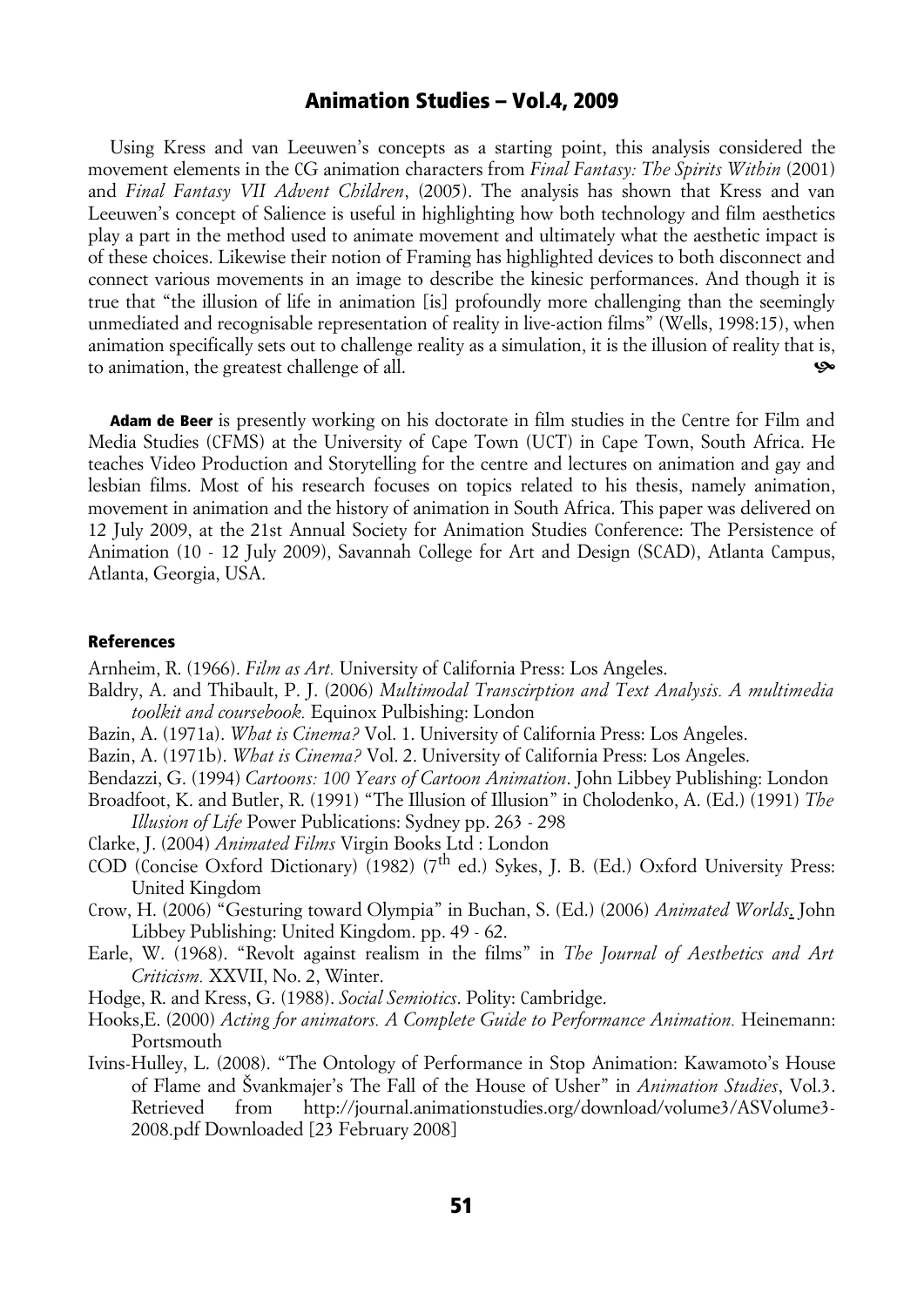Using Kress and van Leeuwen's concepts as a starting point, this analysis considered the movement elements in the CG animation characters from *Final Fantasy: The Spirits Within* (2001) and *Final Fantasy VII Advent Children*, (2005). The analysis has shown that Kress and van Leeuwen's concept of Salience is useful in highlighting how both technology and film aesthetics play a part in the method used to animate movement and ultimately what the aesthetic impact is of these choices. Likewise their notion of Framing has highlighted devices to both disconnect and connect various movements in an image to describe the kinesic performances. And though it is true that "the illusion of life in animation [is] profoundly more challenging than the seemingly unmediated and recognisable representation of reality in live-action films" (Wells, 1998:15), when animation specifically sets out to challenge reality as a simulation, it is the illusion of reality that is, to animation, the greatest challenge of all.

**Adam de Beer** is presently working on his doctorate in film studies in the Centre for Film and Media Studies (CFMS) at the University of Cape Town (UCT) in Cape Town, South Africa. He teaches Video Production and Storytelling for the centre and lectures on animation and gay and lesbian films. Most of his research focuses on topics related to his thesis, namely animation, movement in animation and the history of animation in South Africa. This paper was delivered on 12 July 2009, at the 21st Annual Society for Animation Studies Conference: The Persistence of Animation (10 - 12 July 2009), Savannah College for Art and Design (SCAD), Atlanta Campus, Atlanta, Georgia, USA.

## References

Arnheim, R. (1966). *Film as Art.* University of California Press: Los Angeles.

Baldry, A. and Thibault, P. J. (2006) *Multimodal Transcirption and Text Analysis. A multimedia toolkit and coursebook.* Equinox Pulbishing: London

Bazin, A. (1971a). *What is Cinema?* Vol. 1. University of California Press: Los Angeles.

Bazin, A. (1971b). *What is Cinema?* Vol. 2. University of California Press: Los Angeles.

Bendazzi, G. (1994) *Cartoons: 100 Years of Cartoon Animation*. John Libbey Publishing: London

Broadfoot, K. and Butler, R. (1991) "The Illusion of Illusion" in Cholodenko, A. (Ed.) (1991) *The Illusion of Life* Power Publications: Sydney pp. 263 - 298

Clarke, J. (2004) *Animated Films* Virgin Books Ltd : London

COD (Concise Oxford Dictionary) (1982) (7th ed.) Sykes, J. B. (Ed.) Oxford University Press: United Kingdom

Crow, H. (2006) "Gesturing toward Olympia" in Buchan, S. (Ed.) (2006) *Animated Worlds*. John Libbey Publishing: United Kingdom. pp. 49 - 62.

Earle, W. (1968). "Revolt against realism in the films" in *The Journal of Aesthetics and Art Criticism.* XXVII, No. 2, Winter.

Hodge, R. and Kress, G. (1988). *Social Semiotics*. Polity: Cambridge.

Hooks,E. (2000) *Acting for animators. A Complete Guide to Performance Animation.* Heinemann: Portsmouth

Ivins-Hulley, L. (2008). "The Ontology of Performance in Stop Animation: Kawamoto's House of Flame and Švankmajer's The Fall of the House of Usher" in *Animation Studies*, Vol.3. Retrieved from http://journal.animationstudies.org/download/volume3/ASVolume3-2008.pdf Downloaded [23 February 2008]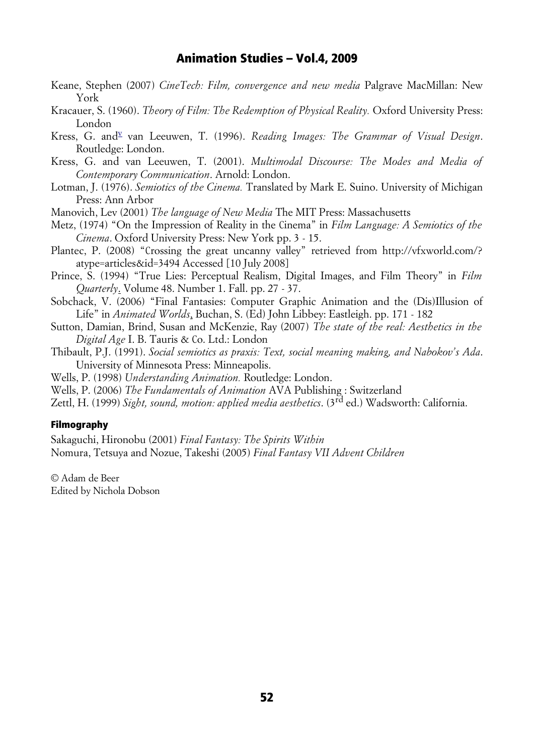Keane, Stephen (2007) *CineTech: Film, convergence and new media* Palgrave MacMillan: New York

Kracauer, S. (1960). *Theory of Film: The Redemption of Physical Reality.* Oxford University Press: London

Kress, G. and[v] van Leeuwen, T. (1996). *Reading Images: The Grammar of Visual Design*. Routledge: London.

Kress, G. and van Leeuwen, T. (2001). *Multimodal Discourse: The Modes and Media of Contemporary Communication*. Arnold: London.

Lotman, J. (1976). *Semiotics of the Cinema.* Translated by Mark E. Suino. University of Michigan Press: Ann Arbor

Manovich, Lev (2001) *The language of New Media* The MIT Press: Massachusetts

Metz, (1974) "On the Impression of Reality in the Cinema" in *Film Language: A Semiotics of the Cinema*. Oxford University Press: New York pp. 3 - 15.

Plantec, P. (2008) "Crossing the great uncanny valley" retrieved from http://vfxworld.com/?atype=articles&id=3494 Accessed [10 July 2008]

Prince, S. (1994) "True Lies: Perceptual Realism, Digital Images, and Film Theory" in *Film Quarterly*. Volume 48. Number 1. Fall. pp. 27 - 37.

Sobchack, V. (2006) "Final Fantasies: Computer Graphic Animation and the (Dis)Illusion of Life" in *Animated Worlds*, Buchan, S. (Ed) John Libbey: Eastleigh. pp. 171 - 182

Sutton, Damian, Brind, Susan and McKenzie, Ray (2007) *The state of the real: Aesthetics in the Digital Age* I. B. Tauris & Co. Ltd.: London

Thibault, P.J. (1991). *Social semiotics as praxis: Text, social meaning making, and Nabokov's Ada*. University of Minnesota Press: Minneapolis.

Wells, P. (1998) *Understanding Animation.* Routledge: London.

Wells, P. (2006) *The Fundamentals of Animation* AVA Publishing : Switzerland

Zettl, H. (1999) *Sight, sound, motion: applied media aesthetics*. (3rd ed.) Wadsworth: California.

### Filmography

Sakaguchi, Hironobu (2001) *Final Fantasy: The Spirits Within*

Nomura, Tetsuya and Nozue, Takeshi (2005) *Final Fantasy VII Advent Children*

© Adam de Beer
Edited by Nichola Dobson